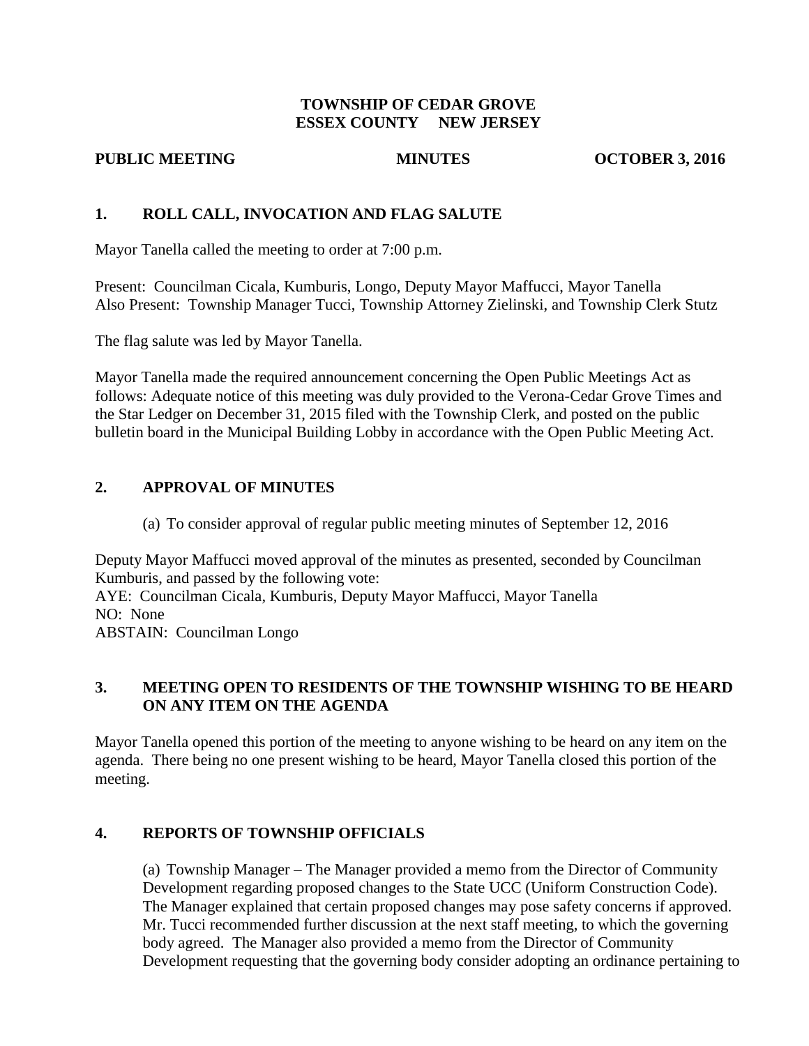**TOWNSHIP OF CEDAR GROVE**
**ESSEX COUNTY NEW JERSEY**

**PUBLIC MEETING MINUTES OCTOBER 3, 2016**

## 1. ROLL CALL, INVOCATION AND FLAG SALUTE

Mayor Tanella called the meeting to order at 7:00 p.m.

Present: Councilman Cicala, Kumburis, Longo, Deputy Mayor Maffucci, Mayor Tanella
Also Present: Township Manager Tucci, Township Attorney Zielinski, and Township Clerk Stutz

The flag salute was led by Mayor Tanella.

Mayor Tanella made the required announcement concerning the Open Public Meetings Act as follows: Adequate notice of this meeting was duly provided to the Verona-Cedar Grove Times and the Star Ledger on December 31, 2015 filed with the Township Clerk, and posted on the public bulletin board in the Municipal Building Lobby in accordance with the Open Public Meeting Act.

## 2. APPROVAL OF MINUTES

(a) To consider approval of regular public meeting minutes of September 12, 2016

Deputy Mayor Maffucci moved approval of the minutes as presented, seconded by Councilman Kumburis, and passed by the following vote:
AYE: Councilman Cicala, Kumburis, Deputy Mayor Maffucci, Mayor Tanella
NO: None
ABSTAIN: Councilman Longo

## 3. MEETING OPEN TO RESIDENTS OF THE TOWNSHIP WISHING TO BE HEARD ON ANY ITEM ON THE AGENDA

Mayor Tanella opened this portion of the meeting to anyone wishing to be heard on any item on the agenda. There being no one present wishing to be heard, Mayor Tanella closed this portion of the meeting.

## 4. REPORTS OF TOWNSHIP OFFICIALS

(a) Township Manager – The Manager provided a memo from the Director of Community Development regarding proposed changes to the State UCC (Uniform Construction Code). The Manager explained that certain proposed changes may pose safety concerns if approved. Mr. Tucci recommended further discussion at the next staff meeting, to which the governing body agreed. The Manager also provided a memo from the Director of Community Development requesting that the governing body consider adopting an ordinance pertaining to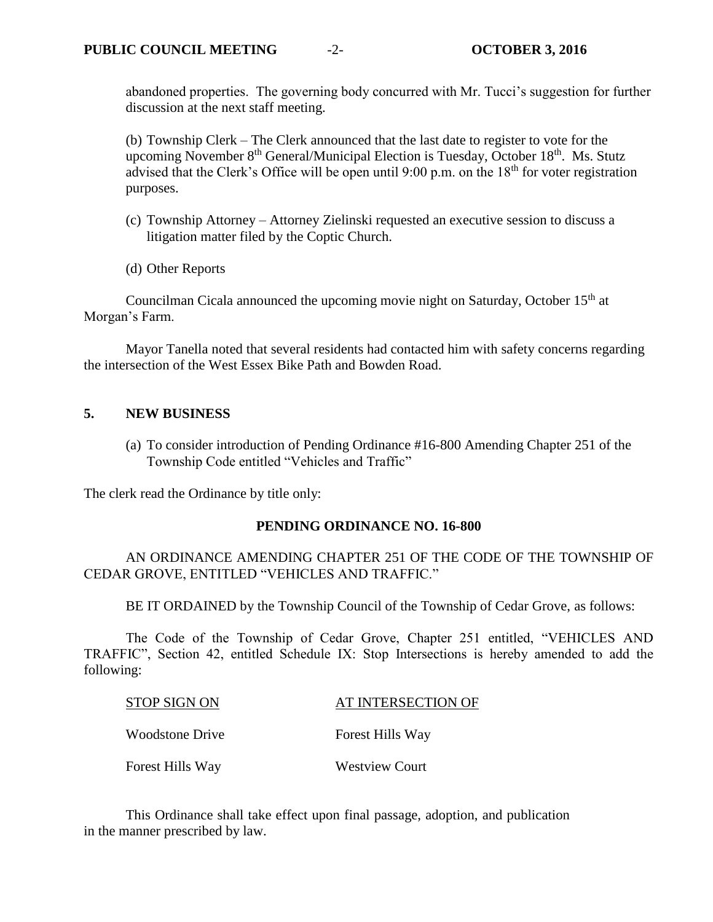abandoned properties. The governing body concurred with Mr. Tucci's suggestion for further discussion at the next staff meeting.

(b) Township Clerk – The Clerk announced that the last date to register to vote for the upcoming November 8th General/Municipal Election is Tuesday, October 18th. Ms. Stutz advised that the Clerk's Office will be open until 9:00 p.m. on the 18th for voter registration purposes.

(c) Township Attorney – Attorney Zielinski requested an executive session to discuss a litigation matter filed by the Coptic Church.

(d) Other Reports

Councilman Cicala announced the upcoming movie night on Saturday, October 15th at Morgan's Farm.

Mayor Tanella noted that several residents had contacted him with safety concerns regarding the intersection of the West Essex Bike Path and Bowden Road.

## 5. NEW BUSINESS

(a) To consider introduction of Pending Ordinance #16-800 Amending Chapter 251 of the Township Code entitled "Vehicles and Traffic"

The clerk read the Ordinance by title only:

**PENDING ORDINANCE NO. 16-800**

AN ORDINANCE AMENDING CHAPTER 251 OF THE CODE OF THE TOWNSHIP OF CEDAR GROVE, ENTITLED "VEHICLES AND TRAFFIC."

BE IT ORDAINED by the Township Council of the Township of Cedar Grove, as follows:

The Code of the Township of Cedar Grove, Chapter 251 entitled, "VEHICLES AND TRAFFIC", Section 42, entitled Schedule IX: Stop Intersections is hereby amended to add the following:

| STOP SIGN ON | AT INTERSECTION OF |
|---|---|
| Woodstone Drive | Forest Hills Way |
| Forest Hills Way | Westview Court |

This Ordinance shall take effect upon final passage, adoption, and publication in the manner prescribed by law.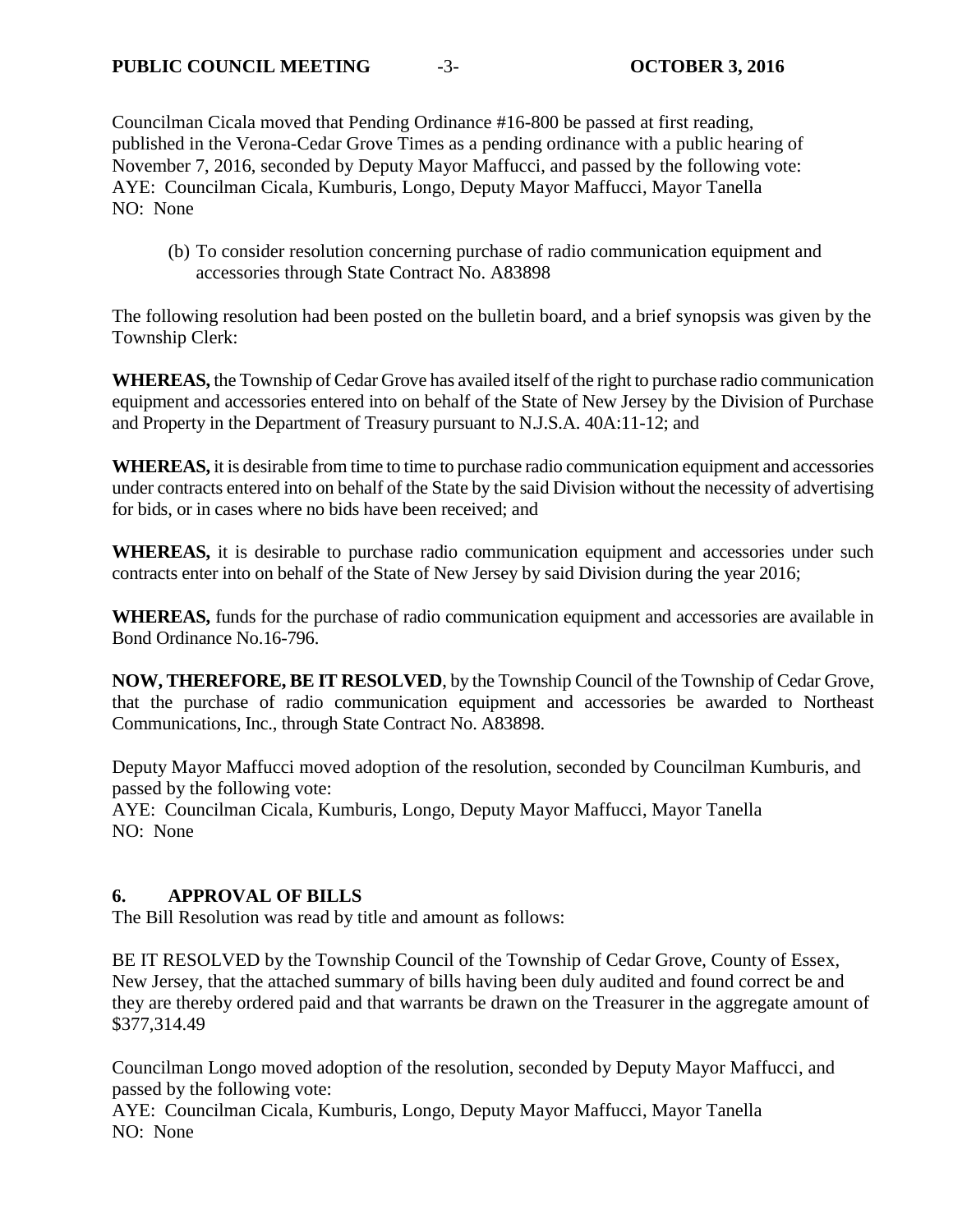Councilman Cicala moved that Pending Ordinance #16-800 be passed at first reading, published in the Verona-Cedar Grove Times as a pending ordinance with a public hearing of November 7, 2016, seconded by Deputy Mayor Maffucci, and passed by the following vote:
AYE: Councilman Cicala, Kumburis, Longo, Deputy Mayor Maffucci, Mayor Tanella
NO: None

(b) To consider resolution concerning purchase of radio communication equipment and accessories through State Contract No. A83898

The following resolution had been posted on the bulletin board, and a brief synopsis was given by the Township Clerk:

**WHEREAS,** the Township of Cedar Grove has availed itself of the right to purchase radio communication equipment and accessories entered into on behalf of the State of New Jersey by the Division of Purchase and Property in the Department of Treasury pursuant to N.J.S.A. 40A:11-12; and

**WHEREAS,** it is desirable from time to time to purchase radio communication equipment and accessories under contracts entered into on behalf of the State by the said Division without the necessity of advertising for bids, or in cases where no bids have been received; and

**WHEREAS,** it is desirable to purchase radio communication equipment and accessories under such contracts enter into on behalf of the State of New Jersey by said Division during the year 2016;

**WHEREAS,** funds for the purchase of radio communication equipment and accessories are available in Bond Ordinance No.16-796.

**NOW, THEREFORE, BE IT RESOLVED**, by the Township Council of the Township of Cedar Grove, that the purchase of radio communication equipment and accessories be awarded to Northeast Communications, Inc., through State Contract No. A83898.

Deputy Mayor Maffucci moved adoption of the resolution, seconded by Councilman Kumburis, and passed by the following vote:
AYE: Councilman Cicala, Kumburis, Longo, Deputy Mayor Maffucci, Mayor Tanella
NO: None

## 6. APPROVAL OF BILLS

The Bill Resolution was read by title and amount as follows:

BE IT RESOLVED by the Township Council of the Township of Cedar Grove, County of Essex, New Jersey, that the attached summary of bills having been duly audited and found correct be and they are thereby ordered paid and that warrants be drawn on the Treasurer in the aggregate amount of $377,314.49

Councilman Longo moved adoption of the resolution, seconded by Deputy Mayor Maffucci, and passed by the following vote:
AYE: Councilman Cicala, Kumburis, Longo, Deputy Mayor Maffucci, Mayor Tanella
NO: None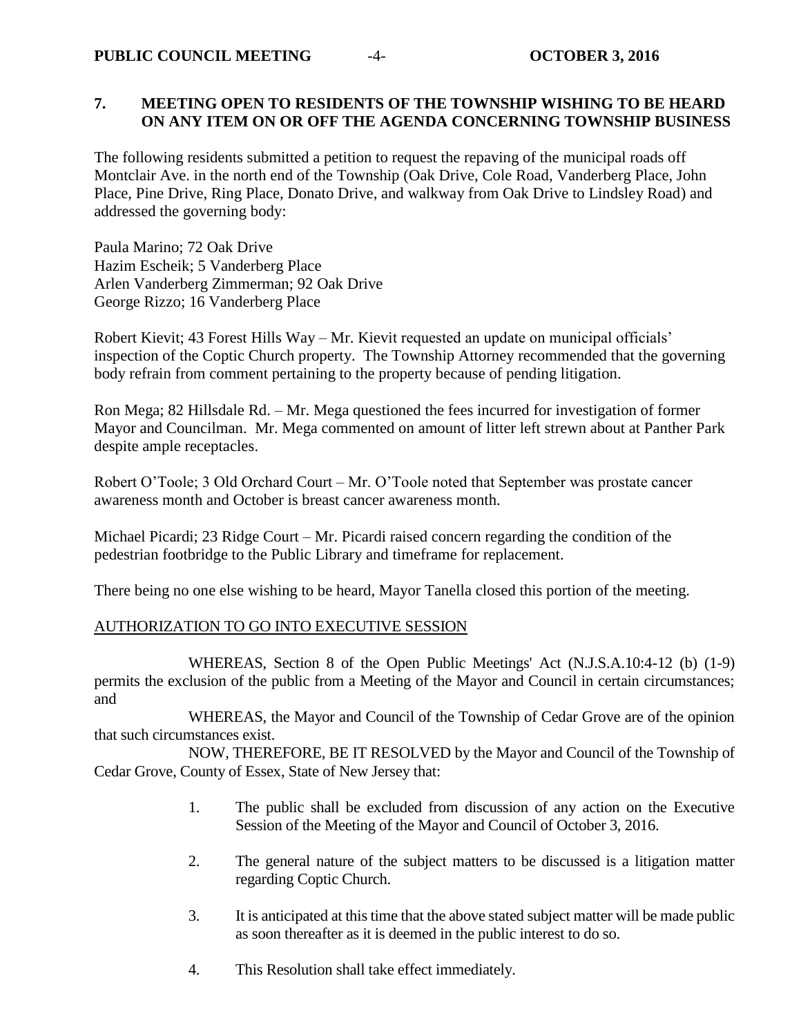## 7. MEETING OPEN TO RESIDENTS OF THE TOWNSHIP WISHING TO BE HEARD ON ANY ITEM ON OR OFF THE AGENDA CONCERNING TOWNSHIP BUSINESS

The following residents submitted a petition to request the repaving of the municipal roads off Montclair Ave. in the north end of the Township (Oak Drive, Cole Road, Vanderberg Place, John Place, Pine Drive, Ring Place, Donato Drive, and walkway from Oak Drive to Lindsley Road) and addressed the governing body:

Paula Marino; 72 Oak Drive
Hazim Escheik; 5 Vanderberg Place
Arlen Vanderberg Zimmerman; 92 Oak Drive
George Rizzo; 16 Vanderberg Place

Robert Kievit; 43 Forest Hills Way – Mr. Kievit requested an update on municipal officials' inspection of the Coptic Church property. The Township Attorney recommended that the governing body refrain from comment pertaining to the property because of pending litigation.

Ron Mega; 82 Hillsdale Rd. – Mr. Mega questioned the fees incurred for investigation of former Mayor and Councilman. Mr. Mega commented on amount of litter left strewn about at Panther Park despite ample receptacles.

Robert O'Toole; 3 Old Orchard Court – Mr. O'Toole noted that September was prostate cancer awareness month and October is breast cancer awareness month.

Michael Picardi; 23 Ridge Court – Mr. Picardi raised concern regarding the condition of the pedestrian footbridge to the Public Library and timeframe for replacement.

There being no one else wishing to be heard, Mayor Tanella closed this portion of the meeting.

<u>AUTHORIZATION TO GO INTO EXECUTIVE SESSION</u>

WHEREAS, Section 8 of the Open Public Meetings' Act (N.J.S.A.10:4-12 (b) (1-9) permits the exclusion of the public from a Meeting of the Mayor and Council in certain circumstances; and

WHEREAS, the Mayor and Council of the Township of Cedar Grove are of the opinion that such circumstances exist.

NOW, THEREFORE, BE IT RESOLVED by the Mayor and Council of the Township of Cedar Grove, County of Essex, State of New Jersey that:

1. The public shall be excluded from discussion of any action on the Executive Session of the Meeting of the Mayor and Council of October 3, 2016.

2. The general nature of the subject matters to be discussed is a litigation matter regarding Coptic Church.

3. It is anticipated at this time that the above stated subject matter will be made public as soon thereafter as it is deemed in the public interest to do so.

4. This Resolution shall take effect immediately.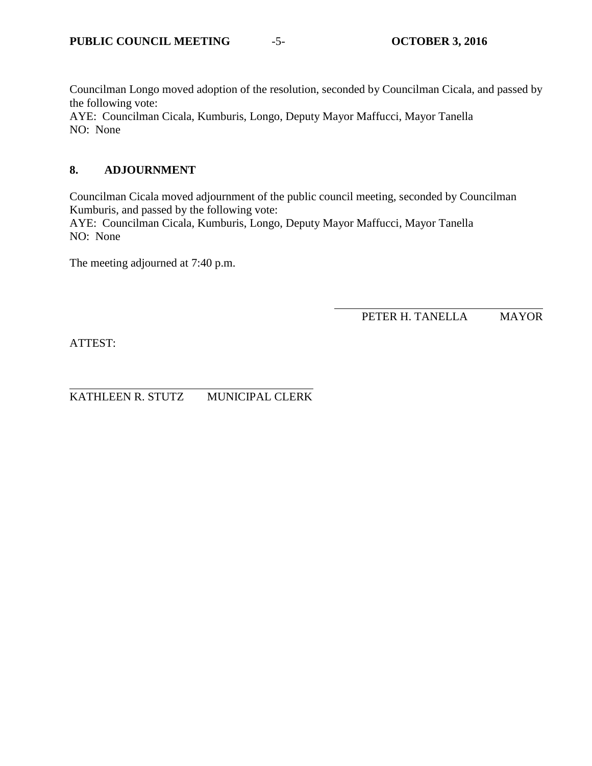Councilman Longo moved adoption of the resolution, seconded by Councilman Cicala, and passed by the following vote:
AYE: Councilman Cicala, Kumburis, Longo, Deputy Mayor Maffucci, Mayor Tanella
NO: None

## 8. ADJOURNMENT

Councilman Cicala moved adjournment of the public council meeting, seconded by Councilman Kumburis, and passed by the following vote:
AYE: Councilman Cicala, Kumburis, Longo, Deputy Mayor Maffucci, Mayor Tanella
NO: None

The meeting adjourned at 7:40 p.m.

PETER H. TANELLA MAYOR

ATTEST:

KATHLEEN R. STUTZ MUNICIPAL CLERK